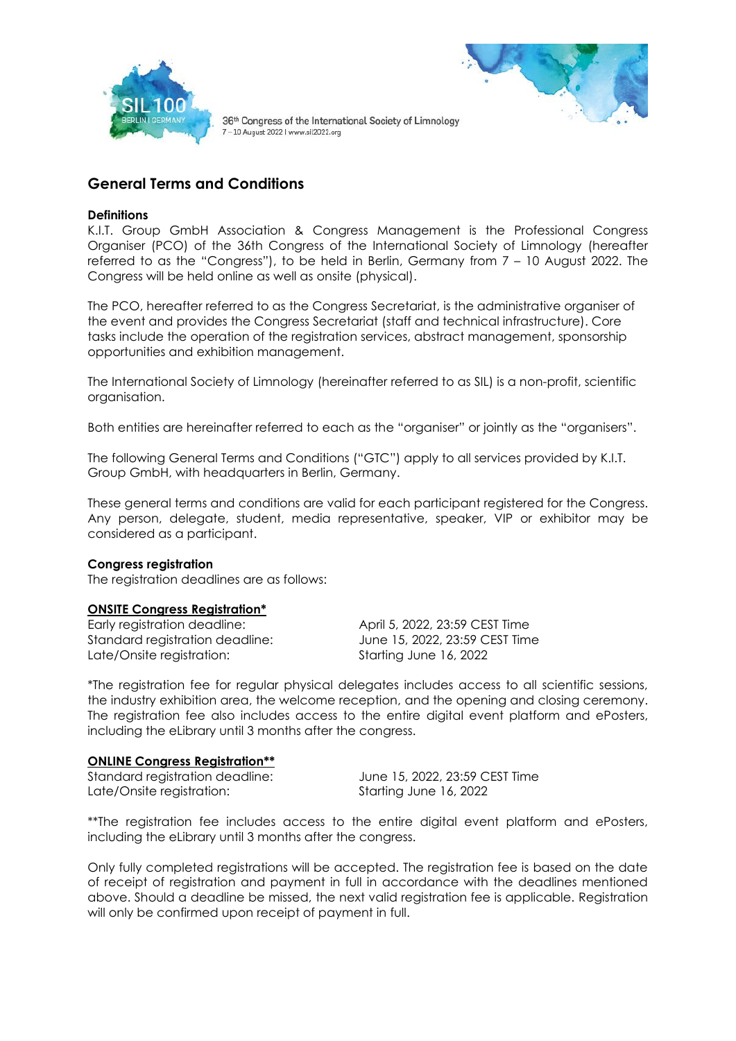## General Terms and Conditions

**Definitions**
K.I.T. Group GmbH Association & Congress Management is the Professional Congress Organiser (PCO) of the 36th Congress of the International Society of Limnology (hereafter referred to as the "Congress"), to be held in Berlin, Germany from 7 – 10 August 2022. The Congress will be held online as well as onsite (physical).

The PCO, hereafter referred to as the Congress Secretariat, is the administrative organiser of the event and provides the Congress Secretariat (staff and technical infrastructure). Core tasks include the operation of the registration services, abstract management, sponsorship opportunities and exhibition management.

The International Society of Limnology (hereinafter referred to as SIL) is a non-profit, scientific organisation.

Both entities are hereinafter referred to each as the "organiser" or jointly as the "organisers".

The following General Terms and Conditions ("GTC") apply to all services provided by K.I.T. Group GmbH, with headquarters in Berlin, Germany.

These general terms and conditions are valid for each participant registered for the Congress. Any person, delegate, student, media representative, speaker, VIP or exhibitor may be considered as a participant.

**Congress registration**
The registration deadlines are as follows:

**ONSITE Congress Registration***

| | |
|---|---|
| Early registration deadline: | April 5, 2022, 23:59 CEST Time |
| Standard registration deadline: | June 15, 2022, 23:59 CEST Time |
| Late/Onsite registration: | Starting June 16, 2022 |

*The registration fee for regular physical delegates includes access to all scientific sessions, the industry exhibition area, the welcome reception, and the opening and closing ceremony. The registration fee also includes access to the entire digital event platform and ePosters, including the eLibrary until 3 months after the congress.

**ONLINE Congress Registration****

| | |
|---|---|
| Standard registration deadline: | June 15, 2022, 23:59 CEST Time |
| Late/Onsite registration: | Starting June 16, 2022 |

**The registration fee includes access to the entire digital event platform and ePosters, including the eLibrary until 3 months after the congress.

Only fully completed registrations will be accepted. The registration fee is based on the date of receipt of registration and payment in full in accordance with the deadlines mentioned above. Should a deadline be missed, the next valid registration fee is applicable. Registration will only be confirmed upon receipt of payment in full.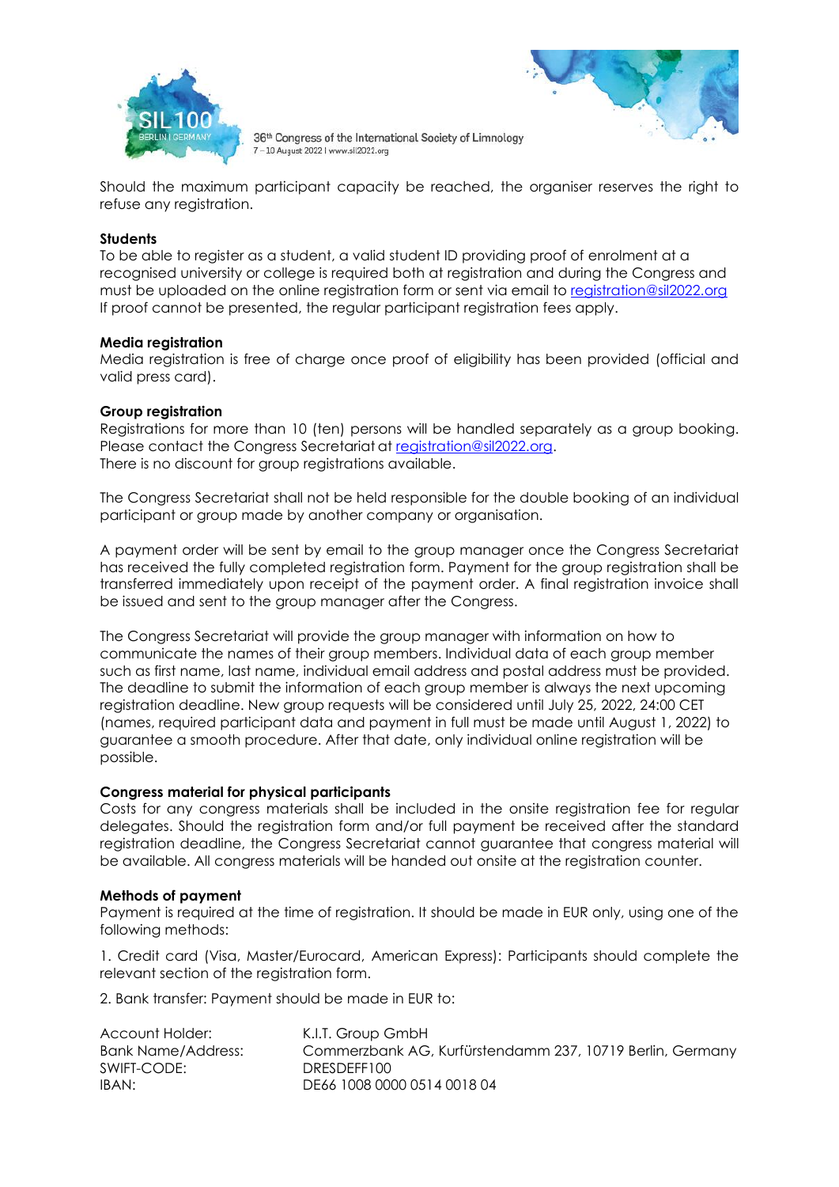Should the maximum participant capacity be reached, the organiser reserves the right to refuse any registration.

**Students**

To be able to register as a student, a valid student ID providing proof of enrolment at a recognised university or college is required both at registration and during the Congress and must be uploaded on the online registration form or sent via email to registration@sil2022.org If proof cannot be presented, the regular participant registration fees apply.

**Media registration**

Media registration is free of charge once proof of eligibility has been provided (official and valid press card).

**Group registration**

Registrations for more than 10 (ten) persons will be handled separately as a group booking. Please contact the Congress Secretariat at registration@sil2022.org.
There is no discount for group registrations available.

The Congress Secretariat shall not be held responsible for the double booking of an individual participant or group made by another company or organisation.

A payment order will be sent by email to the group manager once the Congress Secretariat has received the fully completed registration form. Payment for the group registration shall be transferred immediately upon receipt of the payment order. A final registration invoice shall be issued and sent to the group manager after the Congress.

The Congress Secretariat will provide the group manager with information on how to communicate the names of their group members. Individual data of each group member such as first name, last name, individual email address and postal address must be provided. The deadline to submit the information of each group member is always the next upcoming registration deadline. New group requests will be considered until July 25, 2022, 24:00 CET (names, required participant data and payment in full must be made until August 1, 2022) to guarantee a smooth procedure. After that date, only individual online registration will be possible.

**Congress material for physical participants**

Costs for any congress materials shall be included in the onsite registration fee for regular delegates. Should the registration form and/or full payment be received after the standard registration deadline, the Congress Secretariat cannot guarantee that congress material will be available. All congress materials will be handed out onsite at the registration counter.

**Methods of payment**

Payment is required at the time of registration. It should be made in EUR only, using one of the following methods:

1. Credit card (Visa, Master/Eurocard, American Express): Participants should complete the relevant section of the registration form.

2. Bank transfer: Payment should be made in EUR to:

| | |
|---|---|
| Account Holder: | K.I.T. Group GmbH |
| Bank Name/Address: | Commerzbank AG, Kurfürstendamm 237, 10719 Berlin, Germany |
| SWIFT-CODE: | DRESDEFF100 |
| IBAN: | DE66 1008 0000 0514 0018 04 |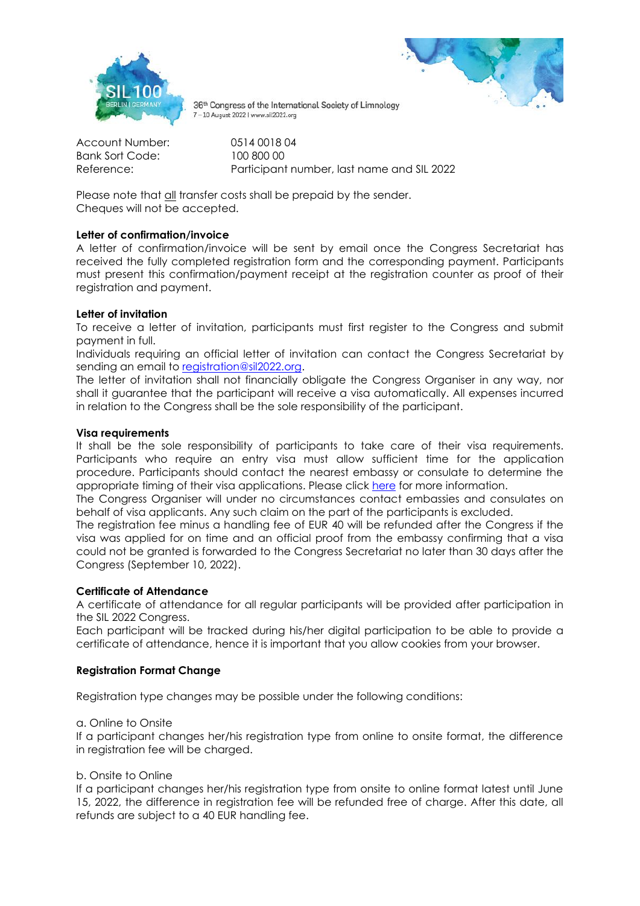| | |
|---|---|
| Account Number: | 0514 0018 04 |
| Bank Sort Code: | 100 800 00 |
| Reference: | Participant number, last name and SIL 2022 |

Please note that all transfer costs shall be prepaid by the sender.
Cheques will not be accepted.

**Letter of confirmation/invoice**

A letter of confirmation/invoice will be sent by email once the Congress Secretariat has received the fully completed registration form and the corresponding payment. Participants must present this confirmation/payment receipt at the registration counter as proof of their registration and payment.

**Letter of invitation**

To receive a letter of invitation, participants must first register to the Congress and submit payment in full.

Individuals requiring an official letter of invitation can contact the Congress Secretariat by sending an email to registration@sil2022.org.

The letter of invitation shall not financially obligate the Congress Organiser in any way, nor shall it guarantee that the participant will receive a visa automatically. All expenses incurred in relation to the Congress shall be the sole responsibility of the participant.

**Visa requirements**

It shall be the sole responsibility of participants to take care of their visa requirements. Participants who require an entry visa must allow sufficient time for the application procedure. Participants should contact the nearest embassy or consulate to determine the appropriate timing of their visa applications. Please click here for more information.

The Congress Organiser will under no circumstances contact embassies and consulates on behalf of visa applicants. Any such claim on the part of the participants is excluded.

The registration fee minus a handling fee of EUR 40 will be refunded after the Congress if the visa was applied for on time and an official proof from the embassy confirming that a visa could not be granted is forwarded to the Congress Secretariat no later than 30 days after the Congress (September 10, 2022).

**Certificate of Attendance**

A certificate of attendance for all regular participants will be provided after participation in the SIL 2022 Congress.

Each participant will be tracked during his/her digital participation to be able to provide a certificate of attendance, hence it is important that you allow cookies from your browser.

**Registration Format Change**

Registration type changes may be possible under the following conditions:

a. Online to Onsite

If a participant changes her/his registration type from online to onsite format, the difference in registration fee will be charged.

b. Onsite to Online

If a participant changes her/his registration type from onsite to online format latest until June 15, 2022, the difference in registration fee will be refunded free of charge. After this date, all refunds are subject to a 40 EUR handling fee.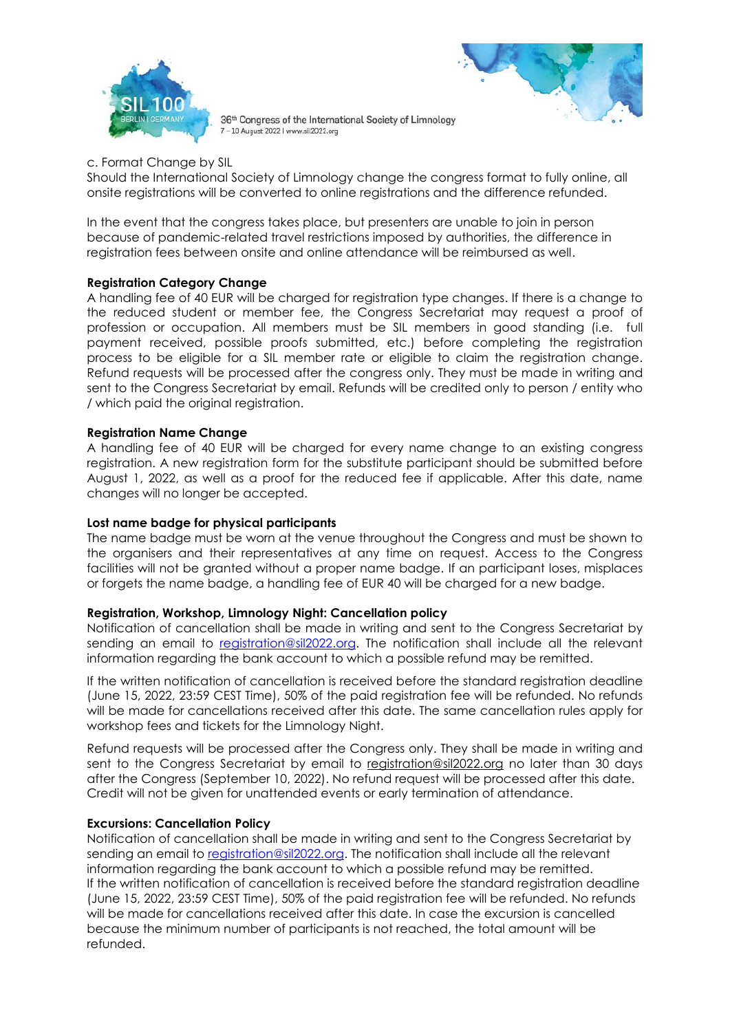c. Format Change by SIL

Should the International Society of Limnology change the congress format to fully online, all onsite registrations will be converted to online registrations and the difference refunded.

In the event that the congress takes place, but presenters are unable to join in person because of pandemic-related travel restrictions imposed by authorities, the difference in registration fees between onsite and online attendance will be reimbursed as well.

**Registration Category Change**

A handling fee of 40 EUR will be charged for registration type changes. If there is a change to the reduced student or member fee, the Congress Secretariat may request a proof of profession or occupation. All members must be SIL members in good standing (i.e. full payment received, possible proofs submitted, etc.) before completing the registration process to be eligible for a SIL member rate or eligible to claim the registration change. Refund requests will be processed after the congress only. They must be made in writing and sent to the Congress Secretariat by email. Refunds will be credited only to person / entity who / which paid the original registration.

**Registration Name Change**

A handling fee of 40 EUR will be charged for every name change to an existing congress registration. A new registration form for the substitute participant should be submitted before August 1, 2022, as well as a proof for the reduced fee if applicable. After this date, name changes will no longer be accepted.

**Lost name badge for physical participants**

The name badge must be worn at the venue throughout the Congress and must be shown to the organisers and their representatives at any time on request. Access to the Congress facilities will not be granted without a proper name badge. If an participant loses, misplaces or forgets the name badge, a handling fee of EUR 40 will be charged for a new badge.

**Registration, Workshop, Limnology Night: Cancellation policy**

Notification of cancellation shall be made in writing and sent to the Congress Secretariat by sending an email to registration@sil2022.org. The notification shall include all the relevant information regarding the bank account to which a possible refund may be remitted.

If the written notification of cancellation is received before the standard registration deadline (June 15, 2022, 23:59 CEST Time), 50% of the paid registration fee will be refunded. No refunds will be made for cancellations received after this date. The same cancellation rules apply for workshop fees and tickets for the Limnology Night.

Refund requests will be processed after the Congress only. They shall be made in writing and sent to the Congress Secretariat by email to registration@sil2022.org no later than 30 days after the Congress (September 10, 2022). No refund request will be processed after this date. Credit will not be given for unattended events or early termination of attendance.

**Excursions: Cancellation Policy**

Notification of cancellation shall be made in writing and sent to the Congress Secretariat by sending an email to registration@sil2022.org. The notification shall include all the relevant information regarding the bank account to which a possible refund may be remitted.
If the written notification of cancellation is received before the standard registration deadline (June 15, 2022, 23:59 CEST Time), 50% of the paid registration fee will be refunded. No refunds will be made for cancellations received after this date. In case the excursion is cancelled because the minimum number of participants is not reached, the total amount will be refunded.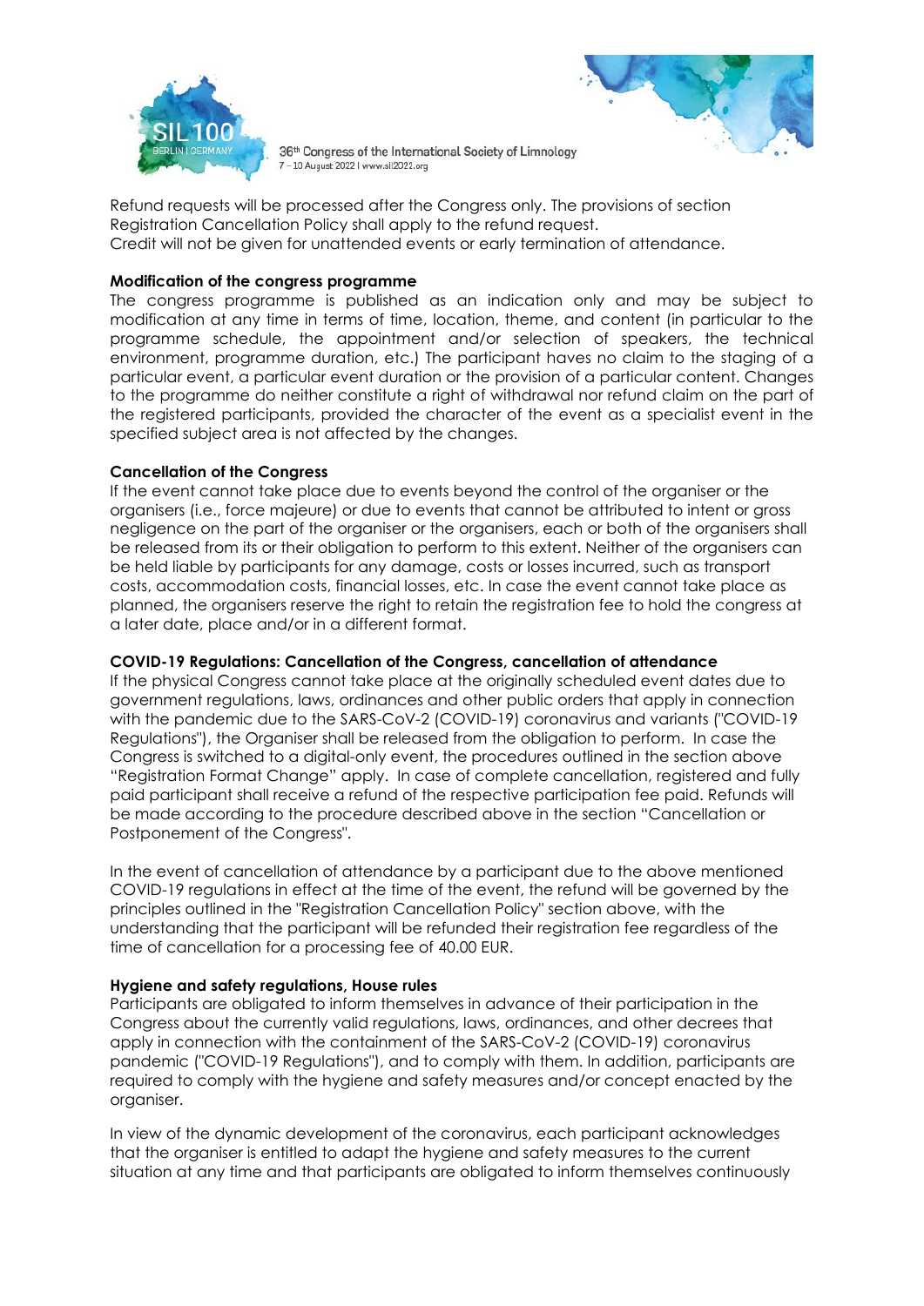Refund requests will be processed after the Congress only. The provisions of section Registration Cancellation Policy shall apply to the refund request.
Credit will not be given for unattended events or early termination of attendance.

**Modification of the congress programme**

The congress programme is published as an indication only and may be subject to modification at any time in terms of time, location, theme, and content (in particular to the programme schedule, the appointment and/or selection of speakers, the technical environment, programme duration, etc.) The participant haves no claim to the staging of a particular event, a particular event duration or the provision of a particular content. Changes to the programme do neither constitute a right of withdrawal nor refund claim on the part of the registered participants, provided the character of the event as a specialist event in the specified subject area is not affected by the changes.

**Cancellation of the Congress**

If the event cannot take place due to events beyond the control of the organiser or the organisers (i.e., force majeure) or due to events that cannot be attributed to intent or gross negligence on the part of the organiser or the organisers, each or both of the organisers shall be released from its or their obligation to perform to this extent. Neither of the organisers can be held liable by participants for any damage, costs or losses incurred, such as transport costs, accommodation costs, financial losses, etc. In case the event cannot take place as planned, the organisers reserve the right to retain the registration fee to hold the congress at a later date, place and/or in a different format.

**COVID-19 Regulations: Cancellation of the Congress, cancellation of attendance**

If the physical Congress cannot take place at the originally scheduled event dates due to government regulations, laws, ordinances and other public orders that apply in connection with the pandemic due to the SARS-CoV-2 (COVID-19) coronavirus and variants ("COVID-19 Regulations"), the Organiser shall be released from the obligation to perform. In case the Congress is switched to a digital-only event, the procedures outlined in the section above "Registration Format Change" apply. In case of complete cancellation, registered and fully paid participant shall receive a refund of the respective participation fee paid. Refunds will be made according to the procedure described above in the section "Cancellation or Postponement of the Congress".

In the event of cancellation of attendance by a participant due to the above mentioned COVID-19 regulations in effect at the time of the event, the refund will be governed by the principles outlined in the "Registration Cancellation Policy" section above, with the understanding that the participant will be refunded their registration fee regardless of the time of cancellation for a processing fee of 40.00 EUR.

**Hygiene and safety regulations, House rules**

Participants are obligated to inform themselves in advance of their participation in the Congress about the currently valid regulations, laws, ordinances, and other decrees that apply in connection with the containment of the SARS-CoV-2 (COVID-19) coronavirus pandemic ("COVID-19 Regulations"), and to comply with them. In addition, participants are required to comply with the hygiene and safety measures and/or concept enacted by the organiser.

In view of the dynamic development of the coronavirus, each participant acknowledges that the organiser is entitled to adapt the hygiene and safety measures to the current situation at any time and that participants are obligated to inform themselves continuously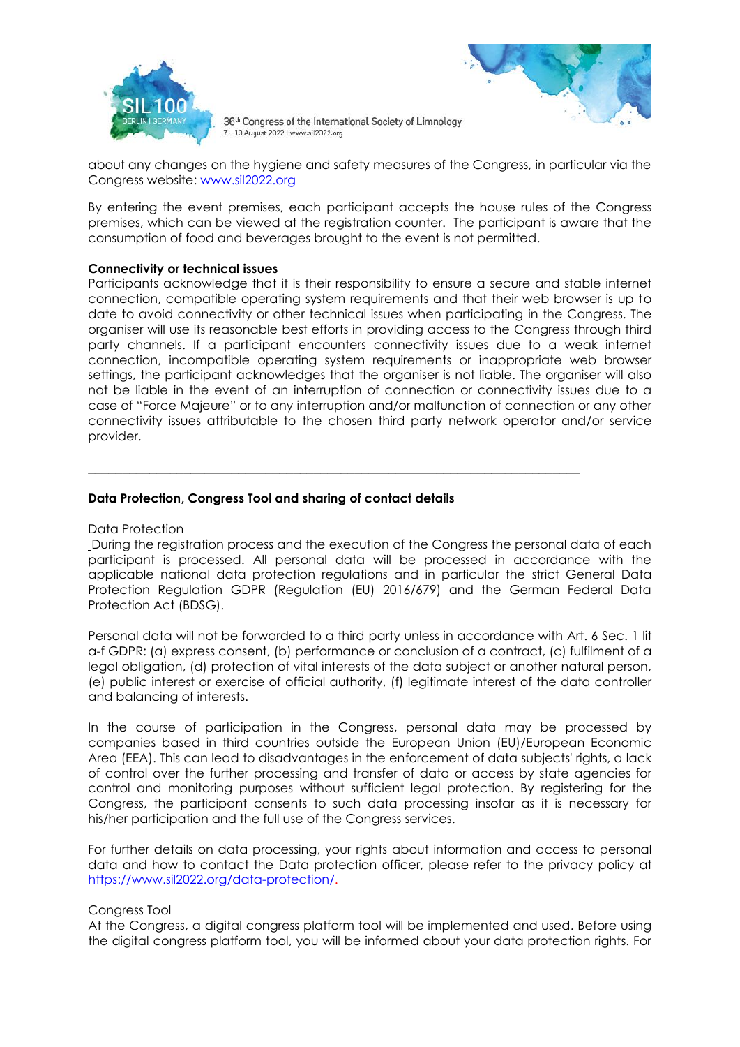about any changes on the hygiene and safety measures of the Congress, in particular via the Congress website: www.sil2022.org

By entering the event premises, each participant accepts the house rules of the Congress premises, which can be viewed at the registration counter. The participant is aware that the consumption of food and beverages brought to the event is not permitted.

**Connectivity or technical issues**

Participants acknowledge that it is their responsibility to ensure a secure and stable internet connection, compatible operating system requirements and that their web browser is up to date to avoid connectivity or other technical issues when participating in the Congress. The organiser will use its reasonable best efforts in providing access to the Congress through third party channels. If a participant encounters connectivity issues due to a weak internet connection, incompatible operating system requirements or inappropriate web browser settings, the participant acknowledges that the organiser is not liable. The organiser will also not be liable in the event of an interruption of connection or connectivity issues due to a case of "Force Majeure" or to any interruption and/or malfunction of connection or any other connectivity issues attributable to the chosen third party network operator and/or service provider.

---

**Data Protection, Congress Tool and sharing of contact details**

Data Protection

During the registration process and the execution of the Congress the personal data of each participant is processed. All personal data will be processed in accordance with the applicable national data protection regulations and in particular the strict General Data Protection Regulation GDPR (Regulation (EU) 2016/679) and the German Federal Data Protection Act (BDSG).

Personal data will not be forwarded to a third party unless in accordance with Art. 6 Sec. 1 lit a-f GDPR: (a) express consent, (b) performance or conclusion of a contract, (c) fulfilment of a legal obligation, (d) protection of vital interests of the data subject or another natural person, (e) public interest or exercise of official authority, (f) legitimate interest of the data controller and balancing of interests.

In the course of participation in the Congress, personal data may be processed by companies based in third countries outside the European Union (EU)/European Economic Area (EEA). This can lead to disadvantages in the enforcement of data subjects' rights, a lack of control over the further processing and transfer of data or access by state agencies for control and monitoring purposes without sufficient legal protection. By registering for the Congress, the participant consents to such data processing insofar as it is necessary for his/her participation and the full use of the Congress services.

For further details on data processing, your rights about information and access to personal data and how to contact the Data protection officer, please refer to the privacy policy at https://www.sil2022.org/data-protection/.

Congress Tool

At the Congress, a digital congress platform tool will be implemented and used. Before using the digital congress platform tool, you will be informed about your data protection rights. For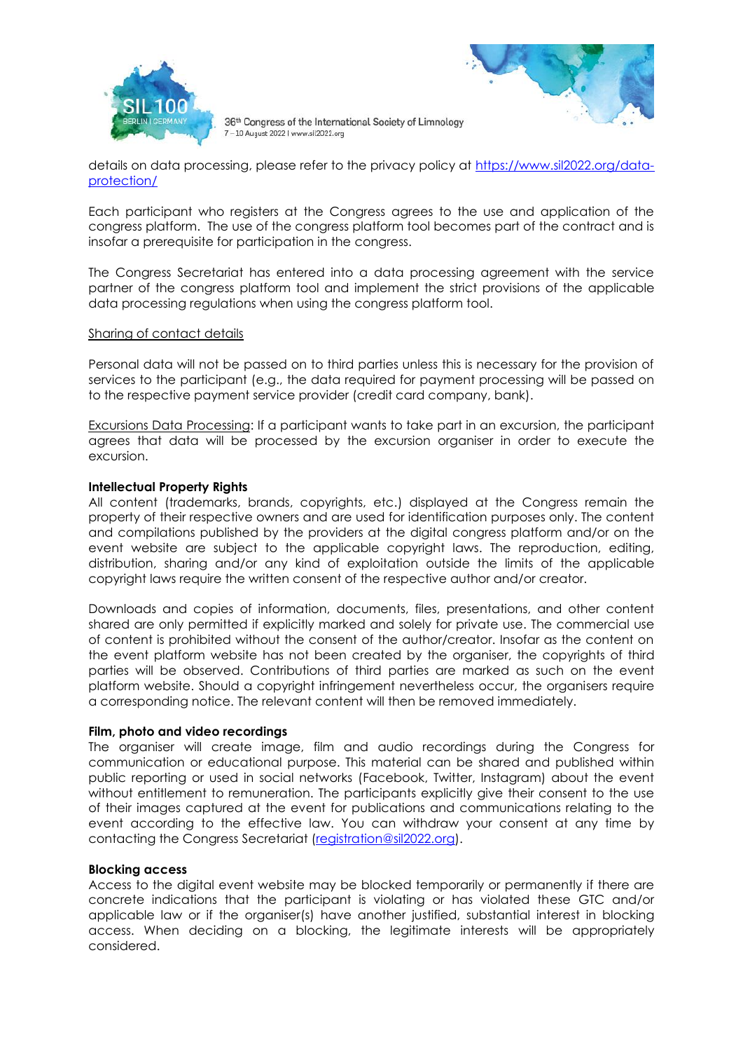details on data processing, please refer to the privacy policy at [https://www.sil2022.org/data-protection/](https://www.sil2022.org/data-protection/)

Each participant who registers at the Congress agrees to the use and application of the congress platform. The use of the congress platform tool becomes part of the contract and is insofar a prerequisite for participation in the congress.

The Congress Secretariat has entered into a data processing agreement with the service partner of the congress platform tool and implement the strict provisions of the applicable data processing regulations when using the congress platform tool.

<u>Sharing of contact details</u>

Personal data will not be passed on to third parties unless this is necessary for the provision of services to the participant (e.g., the data required for payment processing will be passed on to the respective payment service provider (credit card company, bank).

<u>Excursions Data Processing</u>: If a participant wants to take part in an excursion, the participant agrees that data will be processed by the excursion organiser in order to execute the excursion.

**Intellectual Property Rights**

All content (trademarks, brands, copyrights, etc.) displayed at the Congress remain the property of their respective owners and are used for identification purposes only. The content and compilations published by the providers at the digital congress platform and/or on the event website are subject to the applicable copyright laws. The reproduction, editing, distribution, sharing and/or any kind of exploitation outside the limits of the applicable copyright laws require the written consent of the respective author and/or creator.

Downloads and copies of information, documents, files, presentations, and other content shared are only permitted if explicitly marked and solely for private use. The commercial use of content is prohibited without the consent of the author/creator. Insofar as the content on the event platform website has not been created by the organiser, the copyrights of third parties will be observed. Contributions of third parties are marked as such on the event platform website. Should a copyright infringement nevertheless occur, the organisers require a corresponding notice. The relevant content will then be removed immediately.

**Film, photo and video recordings**

The organiser will create image, film and audio recordings during the Congress for communication or educational purpose. This material can be shared and published within public reporting or used in social networks (Facebook, Twitter, Instagram) about the event without entitlement to remuneration. The participants explicitly give their consent to the use of their images captured at the event for publications and communications relating to the event according to the effective law. You can withdraw your consent at any time by contacting the Congress Secretariat ([registration@sil2022.org](mailto:registration@sil2022.org)).

**Blocking access**

Access to the digital event website may be blocked temporarily or permanently if there are concrete indications that the participant is violating or has violated these GTC and/or applicable law or if the organiser(s) have another justified, substantial interest in blocking access. When deciding on a blocking, the legitimate interests will be appropriately considered.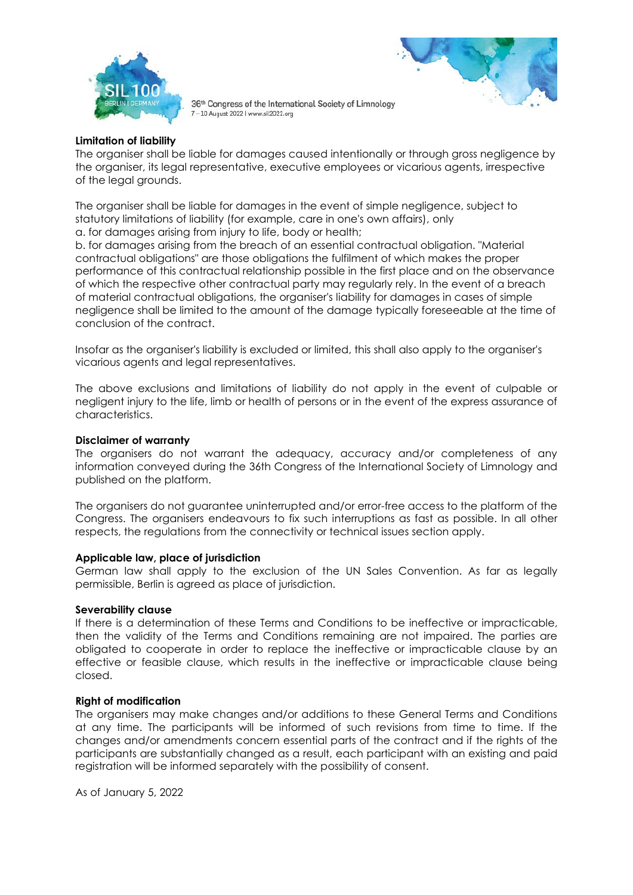**Limitation of liability**

The organiser shall be liable for damages caused intentionally or through gross negligence by the organiser, its legal representative, executive employees or vicarious agents, irrespective of the legal grounds.

The organiser shall be liable for damages in the event of simple negligence, subject to statutory limitations of liability (for example, care in one's own affairs), only

a. for damages arising from injury to life, body or health;

b. for damages arising from the breach of an essential contractual obligation. "Material contractual obligations" are those obligations the fulfilment of which makes the proper performance of this contractual relationship possible in the first place and on the observance of which the respective other contractual party may regularly rely. In the event of a breach of material contractual obligations, the organiser's liability for damages in cases of simple negligence shall be limited to the amount of the damage typically foreseeable at the time of conclusion of the contract.

Insofar as the organiser's liability is excluded or limited, this shall also apply to the organiser's vicarious agents and legal representatives.

The above exclusions and limitations of liability do not apply in the event of culpable or negligent injury to the life, limb or health of persons or in the event of the express assurance of characteristics.

**Disclaimer of warranty**

The organisers do not warrant the adequacy, accuracy and/or completeness of any information conveyed during the 36th Congress of the International Society of Limnology and published on the platform.

The organisers do not guarantee uninterrupted and/or error-free access to the platform of the Congress. The organisers endeavours to fix such interruptions as fast as possible. In all other respects, the regulations from the connectivity or technical issues section apply.

**Applicable law, place of jurisdiction**

German law shall apply to the exclusion of the UN Sales Convention. As far as legally permissible, Berlin is agreed as place of jurisdiction.

**Severability clause**

If there is a determination of these Terms and Conditions to be ineffective or impracticable, then the validity of the Terms and Conditions remaining are not impaired. The parties are obligated to cooperate in order to replace the ineffective or impracticable clause by an effective or feasible clause, which results in the ineffective or impracticable clause being closed.

**Right of modification**

The organisers may make changes and/or additions to these General Terms and Conditions at any time. The participants will be informed of such revisions from time to time. If the changes and/or amendments concern essential parts of the contract and if the rights of the participants are substantially changed as a result, each participant with an existing and paid registration will be informed separately with the possibility of consent.

As of January 5, 2022